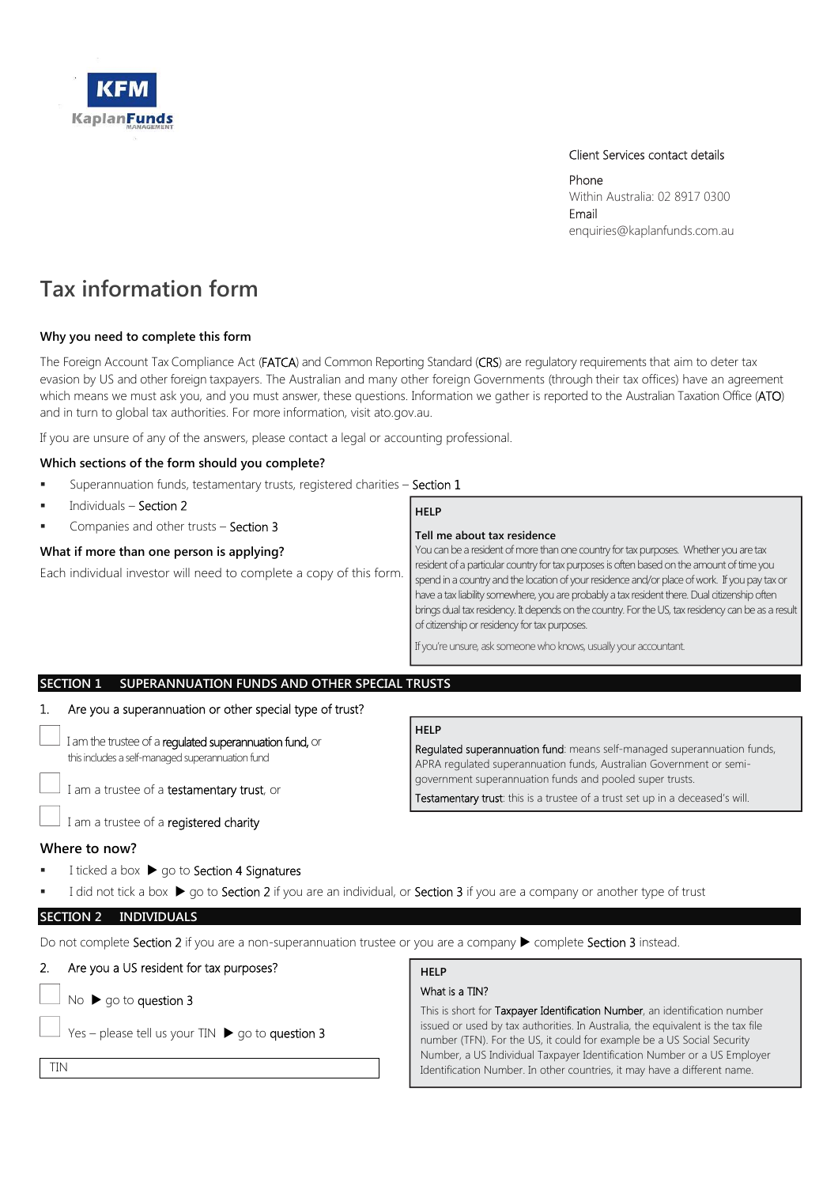KFM KaplanFunds MANAGEMENT

Client Services contact details

Phone
Within Australia: 02 8917 0300
Email
enquiries@kaplanfunds.com.au

# Tax information form

### Why you need to complete this form

The Foreign Account Tax Compliance Act (FATCA) and Common Reporting Standard (CRS) are regulatory requirements that aim to deter tax evasion by US and other foreign taxpayers. The Australian and many other foreign Governments (through their tax offices) have an agreement which means we must ask you, and you must answer, these questions. Information we gather is reported to the Australian Taxation Office (ATO) and in turn to global tax authorities. For more information, visit ato.gov.au.

If you are unsure of any of the answers, please contact a legal or accounting professional.

### Which sections of the form should you complete?

- Superannuation funds, testamentary trusts, registered charities – Section 1
- Individuals – Section 2
- Companies and other trusts – Section 3

### What if more than one person is applying?

Each individual investor will need to complete a copy of this form.

> **HELP**
>
> **Tell me about tax residence**
> You can be a resident of more than one country for tax purposes. Whether you are tax resident of a particular country for tax purposes is often based on the amount of time you spend in a country and the location of your residence and/or place of work. If you pay tax or have a tax liability somewhere, you are probably a tax resident there. Dual citizenship often brings dual tax residency. It depends on the country. For the US, tax residency can be as a result of citizenship or residency for tax purposes.
>
> If you're unsure, ask someone who knows, usually your accountant.

## SECTION 1 SUPERANNUATION FUNDS AND OTHER SPECIAL TRUSTS

1. Are you a superannuation or other special type of trust?

☐ I am the trustee of a regulated superannuation fund, or
this includes a self-managed superannuation fund

☐ I am a trustee of a testamentary trust, or

☐ I am a trustee of a registered charity

> **HELP**
>
> Regulated superannuation fund: means self-managed superannuation funds, APRA regulated superannuation funds, Australian Government or semi-government superannuation funds and pooled super trusts.
>
> Testamentary trust: this is a trustee of a trust set up in a deceased's will.

### Where to now?

- I ticked a box ▶ go to Section 4 Signatures
- I did not tick a box ▶ go to Section 2 if you are an individual, or Section 3 if you are a company or another type of trust

## SECTION 2 INDIVIDUALS

Do not complete Section 2 if you are a non-superannuation trustee or you are a company ▶ complete Section 3 instead.

2. Are you a US resident for tax purposes?

☐ No ▶ go to question 3

☐ Yes – please tell us your TIN ▶ go to question 3

TIN ______________________

> **HELP**
>
> What is a TIN?
>
> This is short for Taxpayer Identification Number, an identification number issued or used by tax authorities. In Australia, the equivalent is the tax file number (TFN). For the US, it could for example be a US Social Security Number, a US Individual Taxpayer Identification Number or a US Employer Identification Number. In other countries, it may have a different name.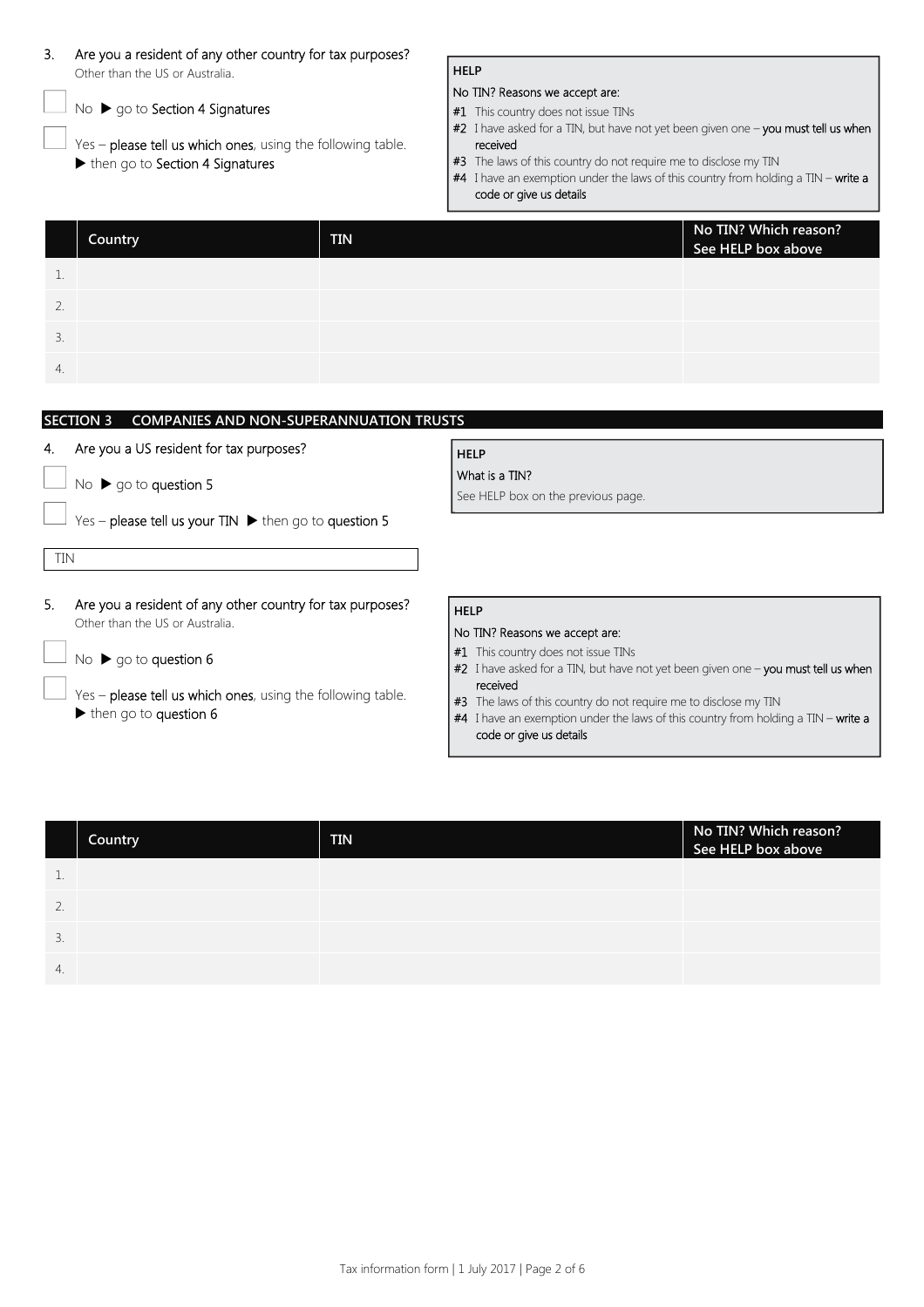3. Are you a resident of any other country for tax purposes?
   Other than the US or Australia.

☐ No ▶ go to **Section 4 Signatures**

☐ Yes – **please tell us which ones**, using the following table.
▶ then go to **Section 4 Signatures**

**HELP**

**No TIN? Reasons we accept are:**

- **#1** This country does not issue TINs
- **#2** I have asked for a TIN, but have not yet been given one – **you must tell us when received**
- **#3** The laws of this country do not require me to disclose my TIN
- **#4** I have an exemption under the laws of this country from holding a TIN – **write a code or give us details**

| | Country | TIN | No TIN? Which reason? See HELP box above |
|---|---|---|---|
| 1. | | | |
| 2. | | | |
| 3. | | | |
| 4. | | | |

## SECTION 3 COMPANIES AND NON-SUPERANNUATION TRUSTS

4. Are you a US resident for tax purposes?

☐ No ▶ go to **question 5**

☐ Yes – **please tell us your TIN** ▶ then go to **question 5**

TIN

**HELP**

**What is a TIN?**

See HELP box on the previous page.

5. Are you a resident of any other country for tax purposes?
   Other than the US or Australia.

☐ No ▶ go to **question 6**

☐ Yes – **please tell us which ones**, using the following table.
▶ then go to **question 6**

**HELP**

**No TIN? Reasons we accept are:**

- **#1** This country does not issue TINs
- **#2** I have asked for a TIN, but have not yet been given one – **you must tell us when received**
- **#3** The laws of this country do not require me to disclose my TIN
- **#4** I have an exemption under the laws of this country from holding a TIN – **write a code or give us details**

| | Country | TIN | No TIN? Which reason? See HELP box above |
|---|---|---|---|
| 1. | | | |
| 2. | | | |
| 3. | | | |
| 4. | | | |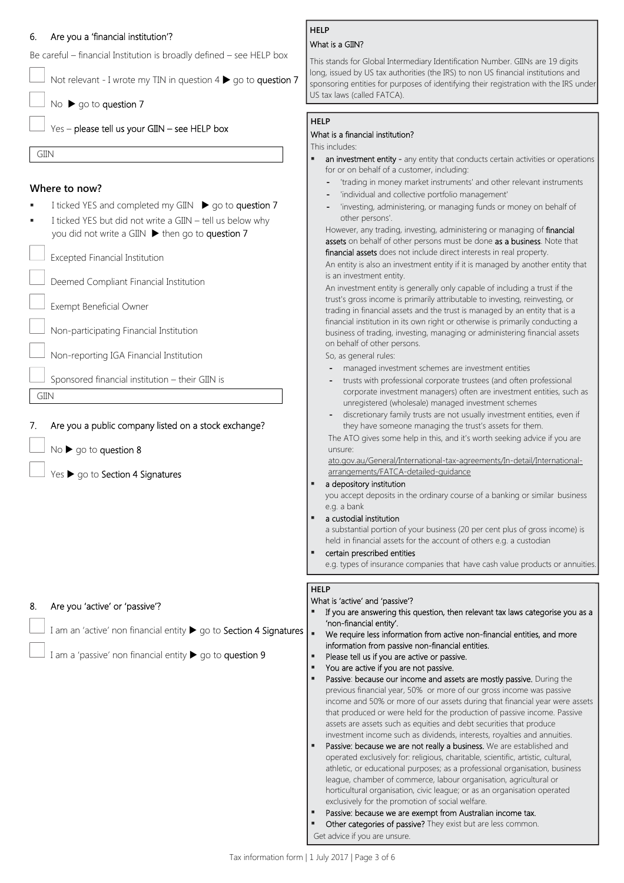## 6. Are you a 'financial institution'?

Be careful – financial Institution is broadly defined – see HELP box

☐ Not relevant - I wrote my TIN in question 4 ▶ go to **question 7**

☐ No ▶ go to **question 7**

☐ Yes – **please tell us your GIIN – see HELP box**

GIIN

### Where to now?

- I ticked YES and completed my GIIN ▶ go to **question 7**
- I ticked YES but did not write a GIIN – tell us below why you did not write a GIIN ▶ then go to **question 7**

☐ Excepted Financial Institution

☐ Deemed Compliant Financial Institution

☐ Exempt Beneficial Owner

☐ Non-participating Financial Institution

☐ Non-reporting IGA Financial Institution

☐ Sponsored financial institution – their GIIN is

GIIN

**HELP**

What is a GIIN?

This stands for Global Intermediary Identification Number. GIINs are 19 digits long, issued by US tax authorities (the IRS) to non US financial institutions and sponsoring entities for purposes of identifying their registration with the IRS under US tax laws (called FATCA).

**HELP**

What is a financial institution?

This includes:

- **an investment entity** - any entity that conducts certain activities or operations for or on behalf of a customer, including:
  - 'trading in money market instruments' and other relevant instruments
  - 'individual and collective portfolio management'
  - 'investing, administering, or managing funds or money on behalf of other persons'.

  However, any trading, investing, administering or managing of **financial assets** on behalf of other persons must be done **as a business**. Note that **financial assets** does not include direct interests in real property.

  An entity is also an investment entity if it is managed by another entity that is an investment entity.

  An investment entity is generally only capable of including a trust if the trust's gross income is primarily attributable to investing, reinvesting, or trading in financial assets and the trust is managed by an entity that is a financial institution in its own right or otherwise is primarily conducting a business of trading, investing, managing or administering financial assets on behalf of other persons.

  So, as general rules:
  - managed investment schemes are investment entities
  - trusts with professional corporate trustees (and often professional corporate investment managers) often are investment entities, such as unregistered (wholesale) managed investment schemes
  - discretionary family trusts are not usually investment entities, even if they have someone managing the trust's assets for them.

  The ATO gives some help in this, and it's worth seeking advice if you are unsure:

  ato.gov.au/General/International-tax-agreements/In-detail/International-arrangements/FATCA-detailed-guidance
- **a depository institution**
  you accept deposits in the ordinary course of a banking or similar business e.g. a bank
- **a custodial institution**
  a substantial portion of your business (20 per cent plus of gross income) is held in financial assets for the account of others e.g. a custodian
- **certain prescribed entities**
  e.g. types of insurance companies that have cash value products or annuities.

## 7. Are you a public company listed on a stock exchange?

☐ No ▶ go to **question 8**

☐ Yes ▶ go to **Section 4 Signatures**

## 8. Are you 'active' or 'passive'?

☐ I am an 'active' non financial entity ▶ go to **Section 4 Signatures**

☐ I am a 'passive' non financial entity ▶ go to **question 9**

**HELP**

What is 'active' and 'passive'?

- If you are answering this question, then relevant tax laws categorise you as a 'non-financial entity'.
- We require less information from active non-financial entities, and more information from passive non-financial entities.
- Please tell us if you are active or passive.
- You are active if you are not passive.
- **Passive: because our income and assets are mostly passive.** During the previous financial year, 50% or more of our gross income was passive income and 50% or more of our assets during that financial year were assets that produced or were held for the production of passive income. Passive assets are assets such as equities and debt securities that produce investment income such as dividends, interests, royalties and annuities.
- **Passive: because we are not really a business.** We are established and operated exclusively for: religious, charitable, scientific, artistic, cultural, athletic, or educational purposes; as a professional organisation, business league, chamber of commerce, labour organisation, agricultural or horticultural organisation, civic league; or as an organisation operated exclusively for the promotion of social welfare.
- **Passive: because we are exempt from Australian income tax.**
- **Other categories of passive?** They exist but are less common.

Get advice if you are unsure.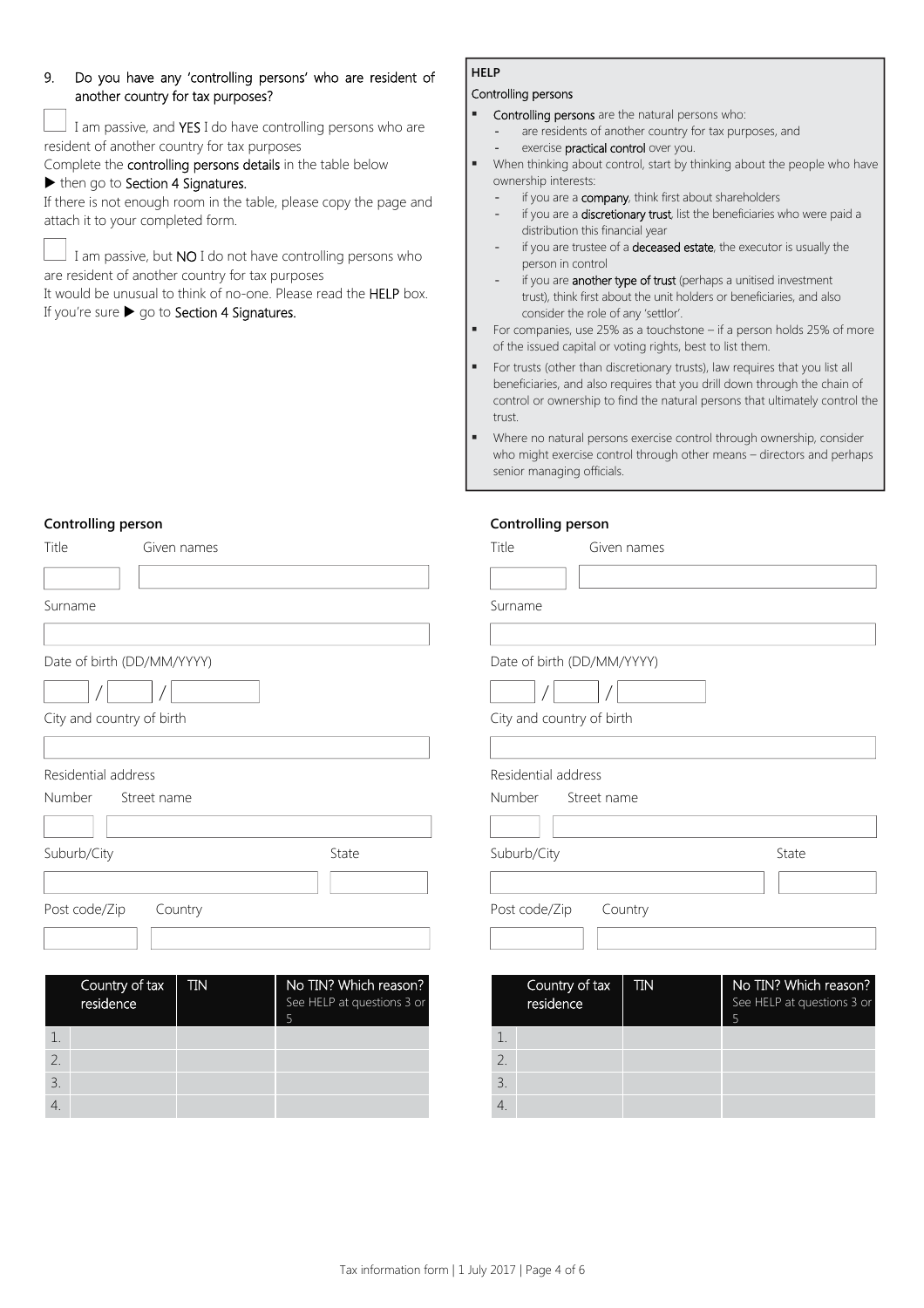9. Do you have any 'controlling persons' who are resident of another country for tax purposes?

☐ I am passive, and **YES** I do have controlling persons who are resident of another country for tax purposes
Complete the **controlling persons details** in the table below
▶ then go to **Section 4 Signatures.**
If there is not enough room in the table, please copy the page and attach it to your completed form.

☐ I am passive, but **NO** I do not have controlling persons who are resident of another country for tax purposes
It would be unusual to think of no-one. Please read the **HELP** box.
If you're sure ▶ go to **Section 4 Signatures.**

**HELP**

Controlling persons

- **Controlling persons** are the natural persons who:
  - are residents of another country for tax purposes, and
  - exercise **practical control** over you.
- When thinking about control, start by thinking about the people who have ownership interests:
  - if you are a **company**, think first about shareholders
  - if you are a **discretionary trust**, list the beneficiaries who were paid a distribution this financial year
  - if you are trustee of a **deceased estate**, the executor is usually the person in control
  - if you are **another type of trust** (perhaps a unitised investment trust), think first about the unit holders or beneficiaries, and also consider the role of any 'settlor'.
- For companies, use 25% as a touchstone – if a person holds 25% of more of the issued capital or voting rights, best to list them.
- For trusts (other than discretionary trusts), law requires that you list all beneficiaries, and also requires that you drill down through the chain of control or ownership to find the natural persons that ultimately control the trust.
- Where no natural persons exercise control through ownership, consider who might exercise control through other means – directors and perhaps senior managing officials.

**Controlling person**

Title ______ Given names ______

Surname ______

Date of birth (DD/MM/YYYY) ___ / ___ / _____

City and country of birth ______

Residential address

Number ______ Street name ______

Suburb/City ______ State ______

Post code/Zip ______ Country ______

| | Country of tax residence | TIN | No TIN? Which reason? See HELP at questions 3 or 5 |
|---|---|---|---|
| 1. | | | |
| 2. | | | |
| 3. | | | |
| 4. | | | |

**Controlling person**

Title ______ Given names ______

Surname ______

Date of birth (DD/MM/YYYY) ___ / ___ / _____

City and country of birth ______

Residential address

Number ______ Street name ______

Suburb/City ______ State ______

Post code/Zip ______ Country ______

| | Country of tax residence | TIN | No TIN? Which reason? See HELP at questions 3 or 5 |
|---|---|---|---|
| 1. | | | |
| 2. | | | |
| 3. | | | |
| 4. | | | |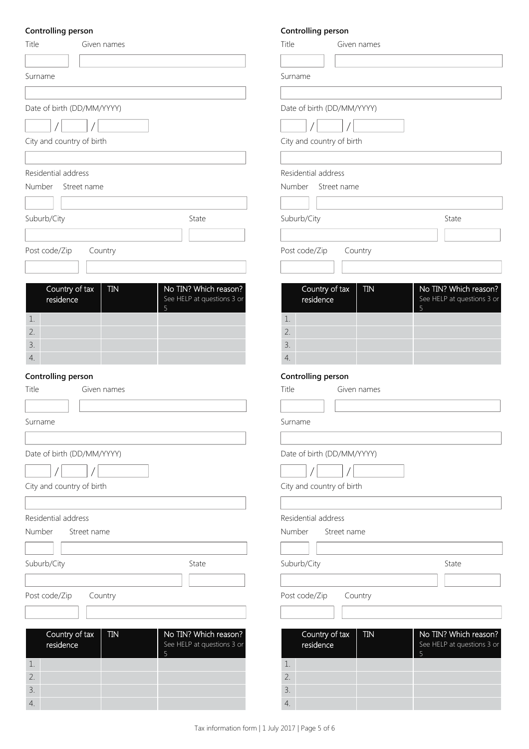**Controlling person**

Title

Given names

Surname

Date of birth (DD/MM/YYYY)

/ /

City and country of birth

Residential address

Number

Street name

Suburb/City

State

Post code/Zip

Country

| | Country of tax residence | TIN | No TIN? Which reason? See HELP at questions 3 or 5 |
|---|---|---|---|
| 1. | | | |
| 2. | | | |
| 3. | | | |
| 4. | | | |

**Controlling person**

Title

Given names

Surname

Date of birth (DD/MM/YYYY)

/ /

City and country of birth

Residential address

Number

Street name

Suburb/City

State

Post code/Zip

Country

| | Country of tax residence | TIN | No TIN? Which reason? See HELP at questions 3 or 5 |
|---|---|---|---|
| 1. | | | |
| 2. | | | |
| 3. | | | |
| 4. | | | |

**Controlling person**

Title

Given names

Surname

Date of birth (DD/MM/YYYY)

/ /

City and country of birth

Residential address

Number

Street name

Suburb/City

State

Post code/Zip

Country

| | Country of tax residence | TIN | No TIN? Which reason? See HELP at questions 3 or 5 |
|---|---|---|---|
| 1. | | | |
| 2. | | | |
| 3. | | | |
| 4. | | | |

**Controlling person**

Title

Given names

Surname

Date of birth (DD/MM/YYYY)

/ /

City and country of birth

Residential address

Number

Street name

Suburb/City

State

Post code/Zip

Country

| | Country of tax residence | TIN | No TIN? Which reason? See HELP at questions 3 or 5 |
|---|---|---|---|
| 1. | | | |
| 2. | | | |
| 3. | | | |
| 4. | | | |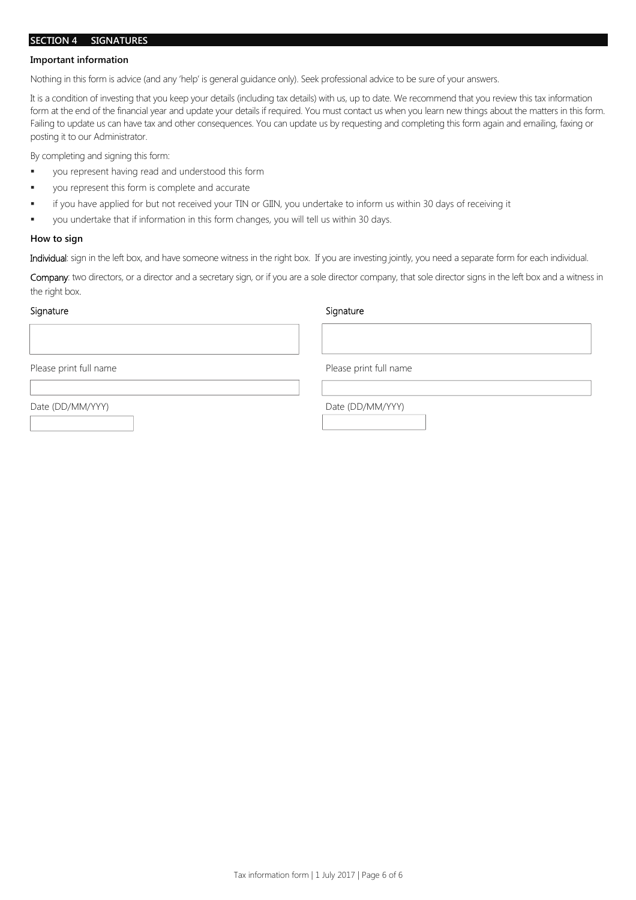## SECTION 4 SIGNATURES

### Important information

Nothing in this form is advice (and any 'help' is general guidance only). Seek professional advice to be sure of your answers.

It is a condition of investing that you keep your details (including tax details) with us, up to date. We recommend that you review this tax information form at the end of the financial year and update your details if required. You must contact us when you learn new things about the matters in this form. Failing to update us can have tax and other consequences. You can update us by requesting and completing this form again and emailing, faxing or posting it to our Administrator.

By completing and signing this form:

- you represent having read and understood this form
- you represent this form is complete and accurate
- if you have applied for but not received your TIN or GIIN, you undertake to inform us within 30 days of receiving it
- you undertake that if information in this form changes, you will tell us within 30 days.

### How to sign

**Individual**: sign in the left box, and have someone witness in the right box. If you are investing jointly, you need a separate form for each individual.

**Company**: two directors, or a director and a secretary sign, or if you are a sole director company, that sole director signs in the left box and a witness in the right box.

| | |
|---|---|
| Signature | Signature |
| | |
| Please print full name | Please print full name |
| | |
| Date (DD/MM/YYY) | Date (DD/MM/YYY) |
| | |